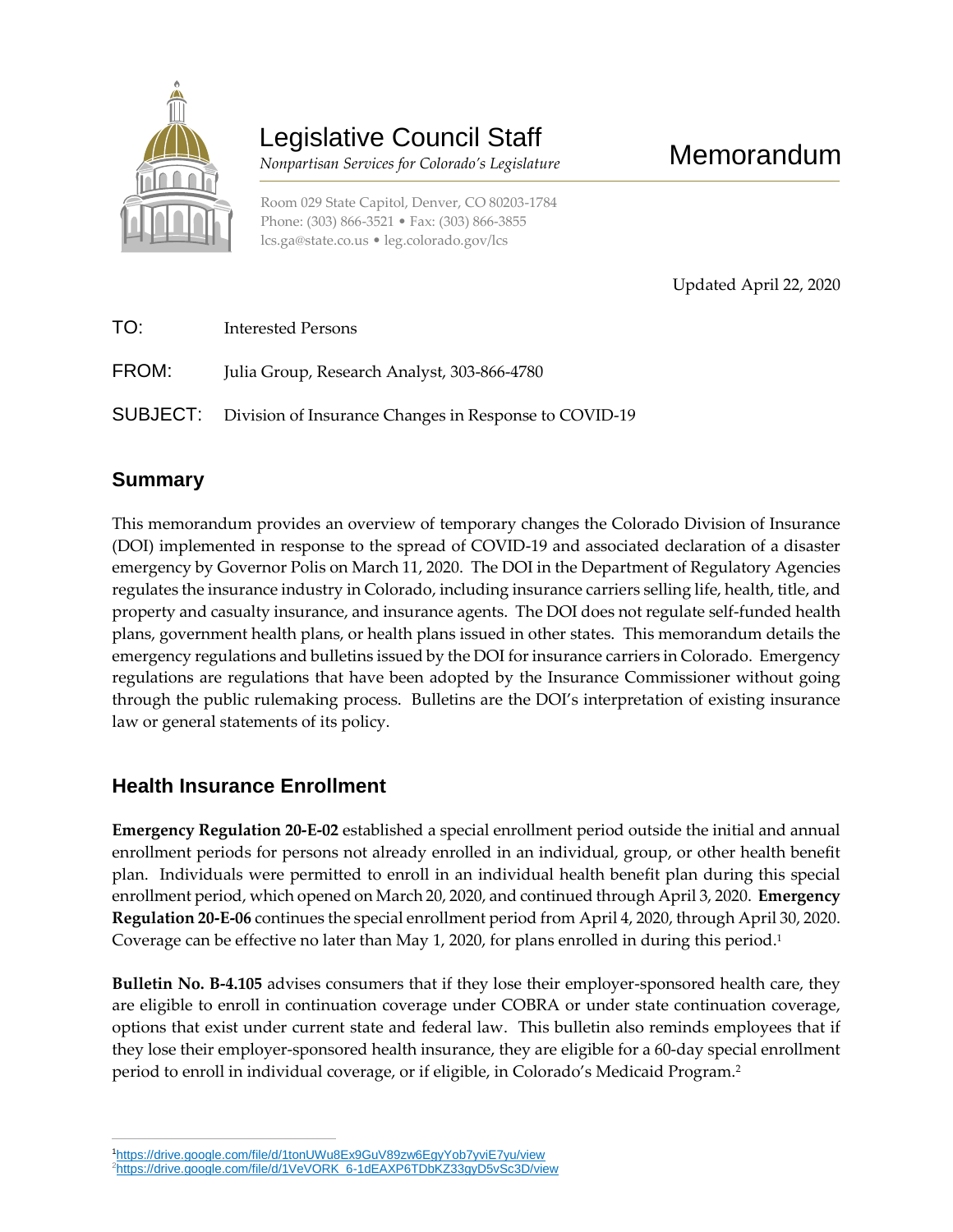# Legislative Council Staff

*Nonpartisan Services for Colorado's Legislature*

Room 029 State Capitol, Denver, CO 80203-1784
Phone: (303) 866-3521 • Fax: (303) 866-3855
lcs.ga@state.co.us • leg.colorado.gov/lcs

# Memorandum

Updated April 22, 2020

TO: Interested Persons

FROM: Julia Group, Research Analyst, 303-866-4780

SUBJECT: Division of Insurance Changes in Response to COVID-19

## Summary

This memorandum provides an overview of temporary changes the Colorado Division of Insurance (DOI) implemented in response to the spread of COVID-19 and associated declaration of a disaster emergency by Governor Polis on March 11, 2020. The DOI in the Department of Regulatory Agencies regulates the insurance industry in Colorado, including insurance carriers selling life, health, title, and property and casualty insurance, and insurance agents. The DOI does not regulate self-funded health plans, government health plans, or health plans issued in other states. This memorandum details the emergency regulations and bulletins issued by the DOI for insurance carriers in Colorado. Emergency regulations are regulations that have been adopted by the Insurance Commissioner without going through the public rulemaking process. Bulletins are the DOI's interpretation of existing insurance law or general statements of its policy.

## Health Insurance Enrollment

**Emergency Regulation 20-E-02** established a special enrollment period outside the initial and annual enrollment periods for persons not already enrolled in an individual, group, or other health benefit plan. Individuals were permitted to enroll in an individual health benefit plan during this special enrollment period, which opened on March 20, 2020, and continued through April 3, 2020. **Emergency Regulation 20-E-06** continues the special enrollment period from April 4, 2020, through April 30, 2020. Coverage can be effective no later than May 1, 2020, for plans enrolled in during this period.[1]

**Bulletin No. B-4.105** advises consumers that if they lose their employer-sponsored health care, they are eligible to enroll in continuation coverage under COBRA or under state continuation coverage, options that exist under current state and federal law. This bulletin also reminds employees that if they lose their employer-sponsored health insurance, they are eligible for a 60-day special enrollment period to enroll in individual coverage, or if eligible, in Colorado's Medicaid Program.[2]

[1] https://drive.google.com/file/d/1tonUWu8Ex9GuV89zw6EgyYob7yviE7yu/view
[2] https://drive.google.com/file/d/1VeVORK_6-1dEAXP6TDbKZ33gyD5vSc3D/view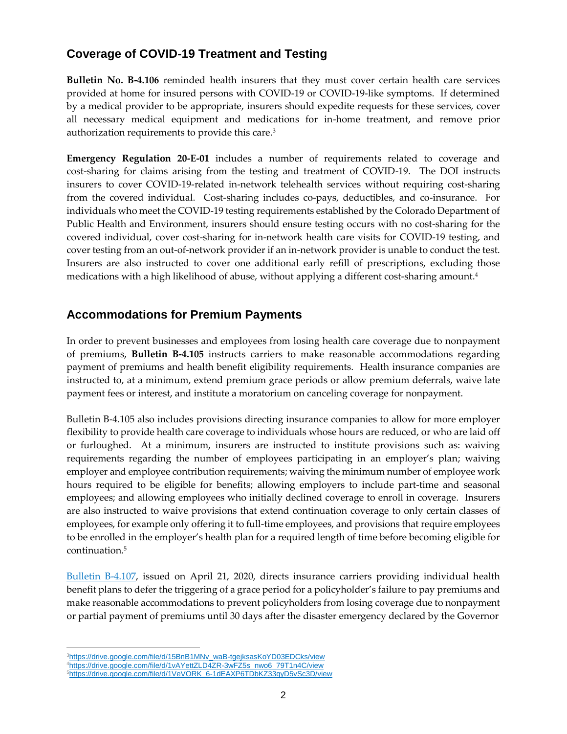## Coverage of COVID-19 Treatment and Testing

**Bulletin No. B-4.106** reminded health insurers that they must cover certain health care services provided at home for insured persons with COVID-19 or COVID-19-like symptoms. If determined by a medical provider to be appropriate, insurers should expedite requests for these services, cover all necessary medical equipment and medications for in-home treatment, and remove prior authorization requirements to provide this care.[3]

**Emergency Regulation 20-E-01** includes a number of requirements related to coverage and cost-sharing for claims arising from the testing and treatment of COVID-19. The DOI instructs insurers to cover COVID-19-related in-network telehealth services without requiring cost-sharing from the covered individual. Cost-sharing includes co-pays, deductibles, and co-insurance. For individuals who meet the COVID-19 testing requirements established by the Colorado Department of Public Health and Environment, insurers should ensure testing occurs with no cost-sharing for the covered individual, cover cost-sharing for in-network health care visits for COVID-19 testing, and cover testing from an out-of-network provider if an in-network provider is unable to conduct the test. Insurers are also instructed to cover one additional early refill of prescriptions, excluding those medications with a high likelihood of abuse, without applying a different cost-sharing amount.[4]

## Accommodations for Premium Payments

In order to prevent businesses and employees from losing health care coverage due to nonpayment of premiums, **Bulletin B-4.105** instructs carriers to make reasonable accommodations regarding payment of premiums and health benefit eligibility requirements. Health insurance companies are instructed to, at a minimum, extend premium grace periods or allow premium deferrals, waive late payment fees or interest, and institute a moratorium on canceling coverage for nonpayment.

Bulletin B-4.105 also includes provisions directing insurance companies to allow for more employer flexibility to provide health care coverage to individuals whose hours are reduced, or who are laid off or furloughed. At a minimum, insurers are instructed to institute provisions such as: waiving requirements regarding the number of employees participating in an employer's plan; waiving employer and employee contribution requirements; waiving the minimum number of employee work hours required to be eligible for benefits; allowing employers to include part-time and seasonal employees; and allowing employees who initially declined coverage to enroll in coverage. Insurers are also instructed to waive provisions that extend continuation coverage to only certain classes of employees, for example only offering it to full-time employees, and provisions that require employees to be enrolled in the employer's health plan for a required length of time before becoming eligible for continuation.[5]

Bulletin B-4.107, issued on April 21, 2020, directs insurance carriers providing individual health benefit plans to defer the triggering of a grace period for a policyholder's failure to pay premiums and make reasonable accommodations to prevent policyholders from losing coverage due to nonpayment or partial payment of premiums until 30 days after the disaster emergency declared by the Governor

---

[3] https://drive.google.com/file/d/15BnB1MNv_waB-tgejksasKoYD03EDCks/view
[4] https://drive.google.com/file/d/1vAYettZLD4ZR-3wFZ5s_nwo6_79T1n4C/view
[5] https://drive.google.com/file/d/1VeVORK_6-1dEAXP6TDbKZ33gyD5vSc3D/view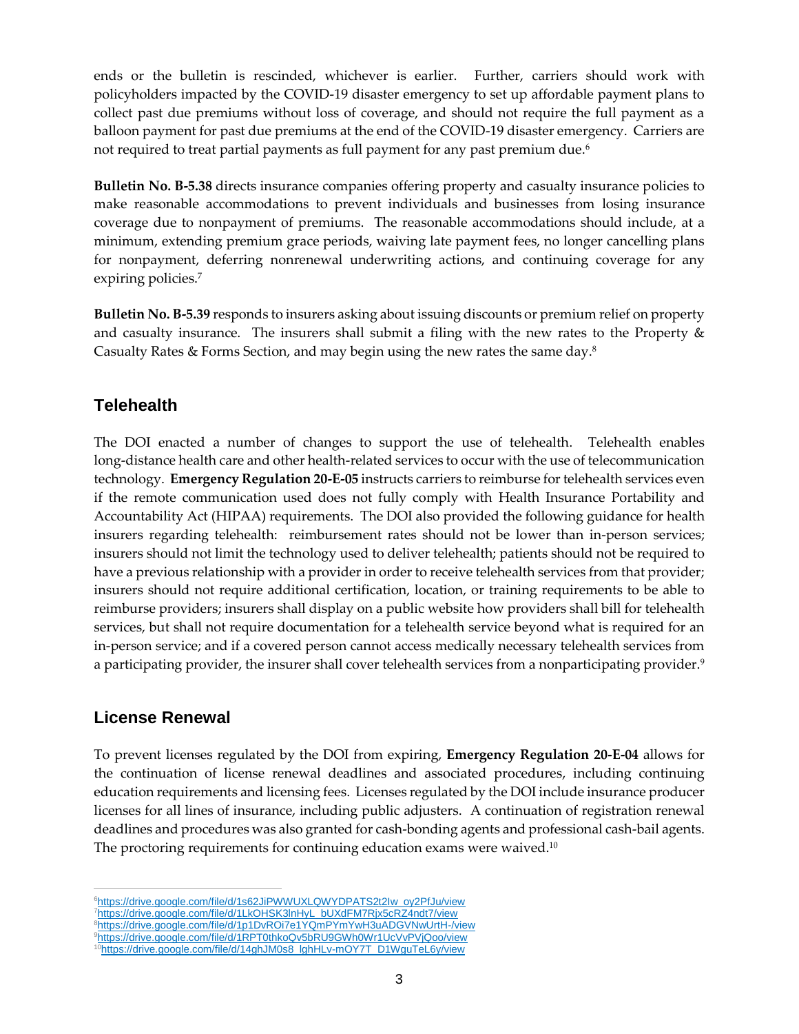ends or the bulletin is rescinded, whichever is earlier. Further, carriers should work with policyholders impacted by the COVID-19 disaster emergency to set up affordable payment plans to collect past due premiums without loss of coverage, and should not require the full payment as a balloon payment for past due premiums at the end of the COVID-19 disaster emergency. Carriers are not required to treat partial payments as full payment for any past premium due.[6]

**Bulletin No. B-5.38** directs insurance companies offering property and casualty insurance policies to make reasonable accommodations to prevent individuals and businesses from losing insurance coverage due to nonpayment of premiums. The reasonable accommodations should include, at a minimum, extending premium grace periods, waiving late payment fees, no longer cancelling plans for nonpayment, deferring nonrenewal underwriting actions, and continuing coverage for any expiring policies.[7]

**Bulletin No. B-5.39** responds to insurers asking about issuing discounts or premium relief on property and casualty insurance. The insurers shall submit a filing with the new rates to the Property & Casualty Rates & Forms Section, and may begin using the new rates the same day.[8]

## Telehealth

The DOI enacted a number of changes to support the use of telehealth. Telehealth enables long-distance health care and other health-related services to occur with the use of telecommunication technology. **Emergency Regulation 20-E-05** instructs carriers to reimburse for telehealth services even if the remote communication used does not fully comply with Health Insurance Portability and Accountability Act (HIPAA) requirements. The DOI also provided the following guidance for health insurers regarding telehealth: reimbursement rates should not be lower than in-person services; insurers should not limit the technology used to deliver telehealth; patients should not be required to have a previous relationship with a provider in order to receive telehealth services from that provider; insurers should not require additional certification, location, or training requirements to be able to reimburse providers; insurers shall display on a public website how providers shall bill for telehealth services, but shall not require documentation for a telehealth service beyond what is required for an in-person service; and if a covered person cannot access medically necessary telehealth services from a participating provider, the insurer shall cover telehealth services from a nonparticipating provider.[9]

## License Renewal

To prevent licenses regulated by the DOI from expiring, **Emergency Regulation 20-E-04** allows for the continuation of license renewal deadlines and associated procedures, including continuing education requirements and licensing fees. Licenses regulated by the DOI include insurance producer licenses for all lines of insurance, including public adjusters. A continuation of registration renewal deadlines and procedures was also granted for cash-bonding agents and professional cash-bail agents. The proctoring requirements for continuing education exams were waived.[10]

---

[6] https://drive.google.com/file/d/1s62JiPWWUXLQWYDPATS2t2Iw_oy2PfJu/view
[7] https://drive.google.com/file/d/1LkOHSK3lnHyL_bUXdFM7Rjx5cRZ4ndt7/view
[8] https://drive.google.com/file/d/1p1DvROi7e1YQmPYmYwH3uADGVNwUrtH-/view
[9] https://drive.google.com/file/d/1RPT0thkoQv5bRU9GWh0Wr1UcVvPVjQoo/view
[10] https://drive.google.com/file/d/14ghJM0s8_lghHLv-mOY7T_D1WguTeL6y/view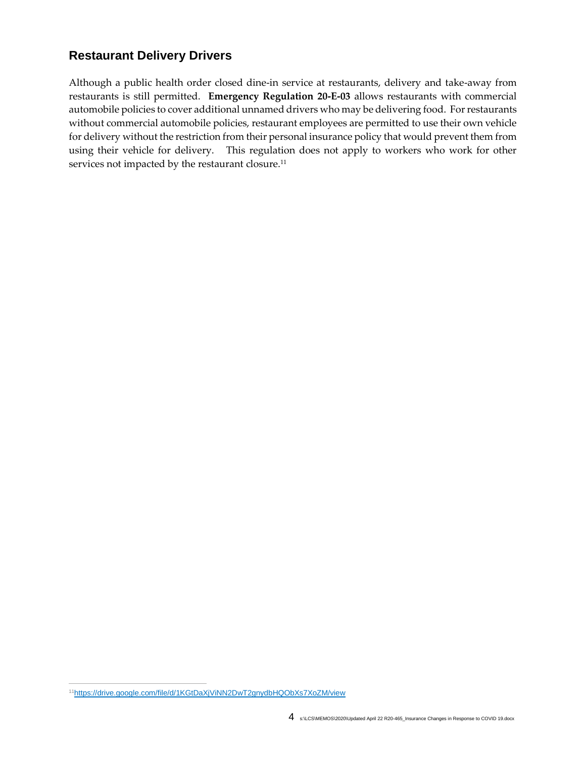## Restaurant Delivery Drivers

Although a public health order closed dine-in service at restaurants, delivery and take-away from restaurants is still permitted. **Emergency Regulation 20-E-03** allows restaurants with commercial automobile policies to cover additional unnamed drivers who may be delivering food. For restaurants without commercial automobile policies, restaurant employees are permitted to use their own vehicle for delivery without the restriction from their personal insurance policy that would prevent them from using their vehicle for delivery. This regulation does not apply to workers who work for other services not impacted by the restaurant closure.[11]

[11] https://drive.google.com/file/d/1KGtDaXjViNN2DwT2gnydbHQObXs7XoZM/view